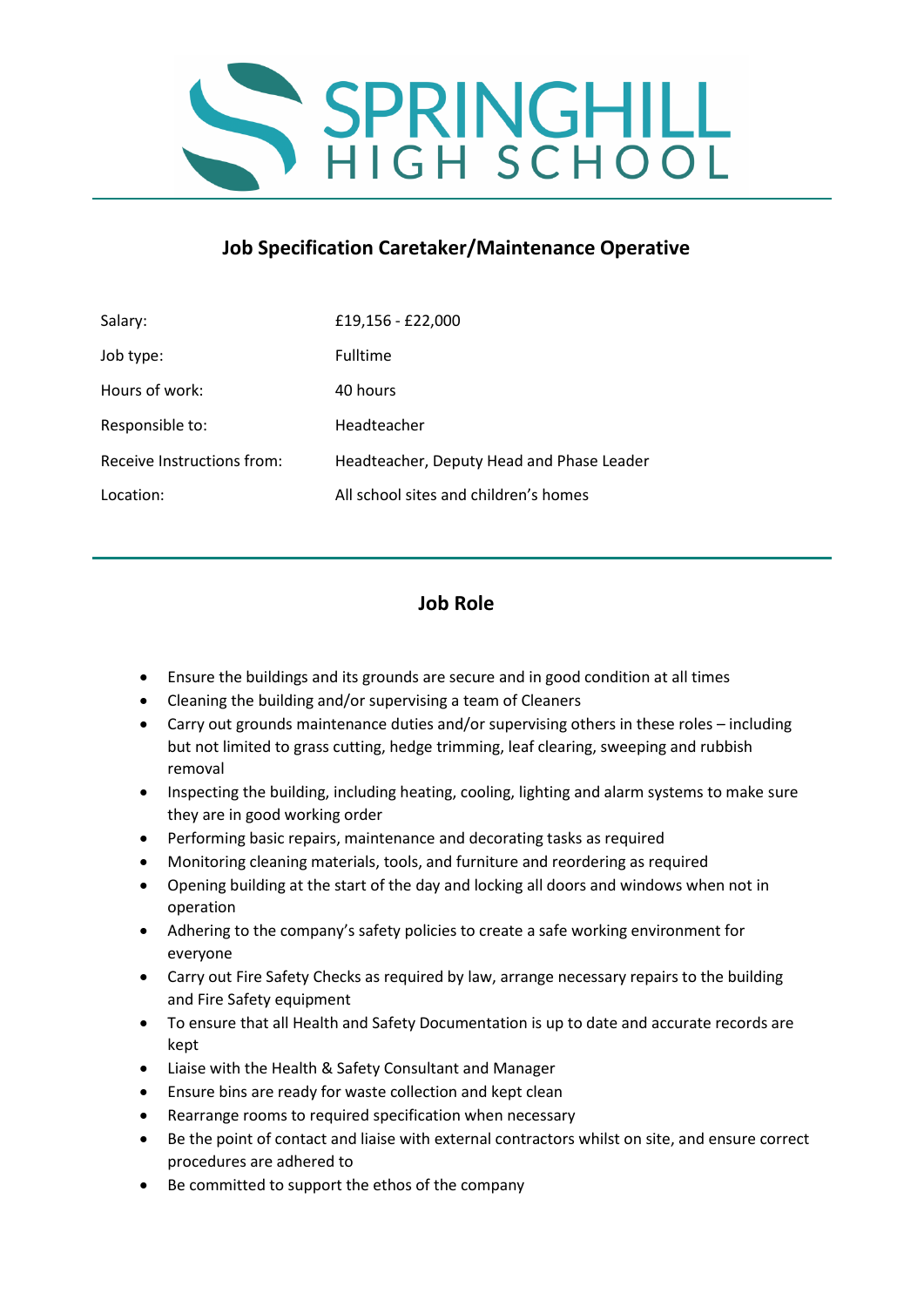# Job Specification Caretaker/Maintenance Operative

| | |
|---|---|
| Salary: | £19,156 - £22,000 |
| Job type: | Fulltime |
| Hours of work: | 40 hours |
| Responsible to: | Headteacher |
| Receive Instructions from: | Headteacher, Deputy Head and Phase Leader |
| Location: | All school sites and children's homes |

## Job Role

- Ensure the buildings and its grounds are secure and in good condition at all times
- Cleaning the building and/or supervising a team of Cleaners
- Carry out grounds maintenance duties and/or supervising others in these roles – including but not limited to grass cutting, hedge trimming, leaf clearing, sweeping and rubbish removal
- Inspecting the building, including heating, cooling, lighting and alarm systems to make sure they are in good working order
- Performing basic repairs, maintenance and decorating tasks as required
- Monitoring cleaning materials, tools, and furniture and reordering as required
- Opening building at the start of the day and locking all doors and windows when not in operation
- Adhering to the company's safety policies to create a safe working environment for everyone
- Carry out Fire Safety Checks as required by law, arrange necessary repairs to the building and Fire Safety equipment
- To ensure that all Health and Safety Documentation is up to date and accurate records are kept
- Liaise with the Health & Safety Consultant and Manager
- Ensure bins are ready for waste collection and kept clean
- Rearrange rooms to required specification when necessary
- Be the point of contact and liaise with external contractors whilst on site, and ensure correct procedures are adhered to
- Be committed to support the ethos of the company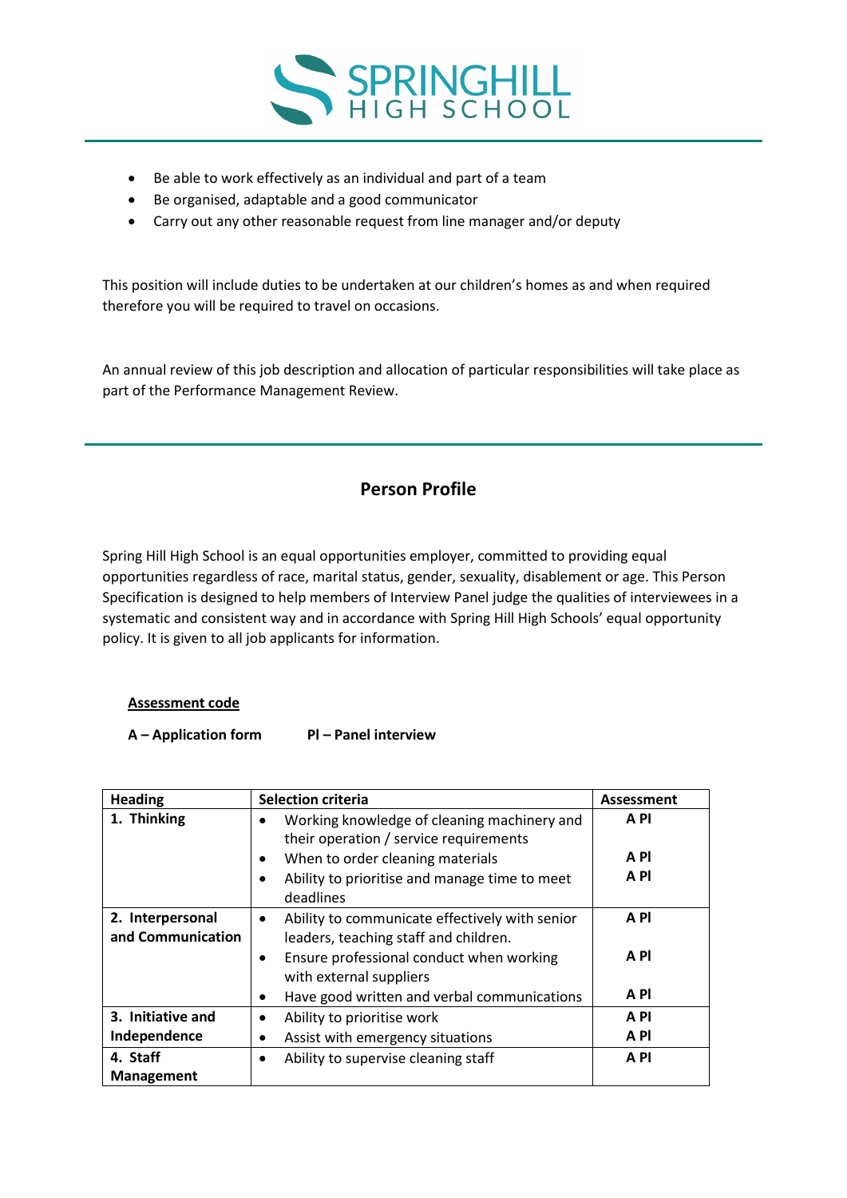- Be able to work effectively as an individual and part of a team
- Be organised, adaptable and a good communicator
- Carry out any other reasonable request from line manager and/or deputy

This position will include duties to be undertaken at our children's homes as and when required therefore you will be required to travel on occasions.

An annual review of this job description and allocation of particular responsibilities will take place as part of the Performance Management Review.

## Person Profile

Spring Hill High School is an equal opportunities employer, committed to providing equal opportunities regardless of race, marital status, gender, sexuality, disablement or age. This Person Specification is designed to help members of Interview Panel judge the qualities of interviewees in a systematic and consistent way and in accordance with Spring Hill High Schools' equal opportunity policy. It is given to all job applicants for information.

**Assessment code**

**A – Application form** **PI – Panel interview**

| Heading | Selection criteria | Assessment |
|---|---|---|
| **1. Thinking** | • Working knowledge of cleaning machinery and their operation / service requirements<br>• When to order cleaning materials<br>• Ability to prioritise and manage time to meet deadlines | **A PI**<br>**A PI**<br>**A PI** |
| **2. Interpersonal and Communication** | • Ability to communicate effectively with senior leaders, teaching staff and children.<br>• Ensure professional conduct when working with external suppliers<br>• Have good written and verbal communications | **A PI**<br>**A PI**<br>**A PI** |
| **3. Initiative and Independence** | • Ability to prioritise work<br>• Assist with emergency situations | **A PI**<br>**A PI** |
| **4. Staff Management** | • Ability to supervise cleaning staff | **A PI** |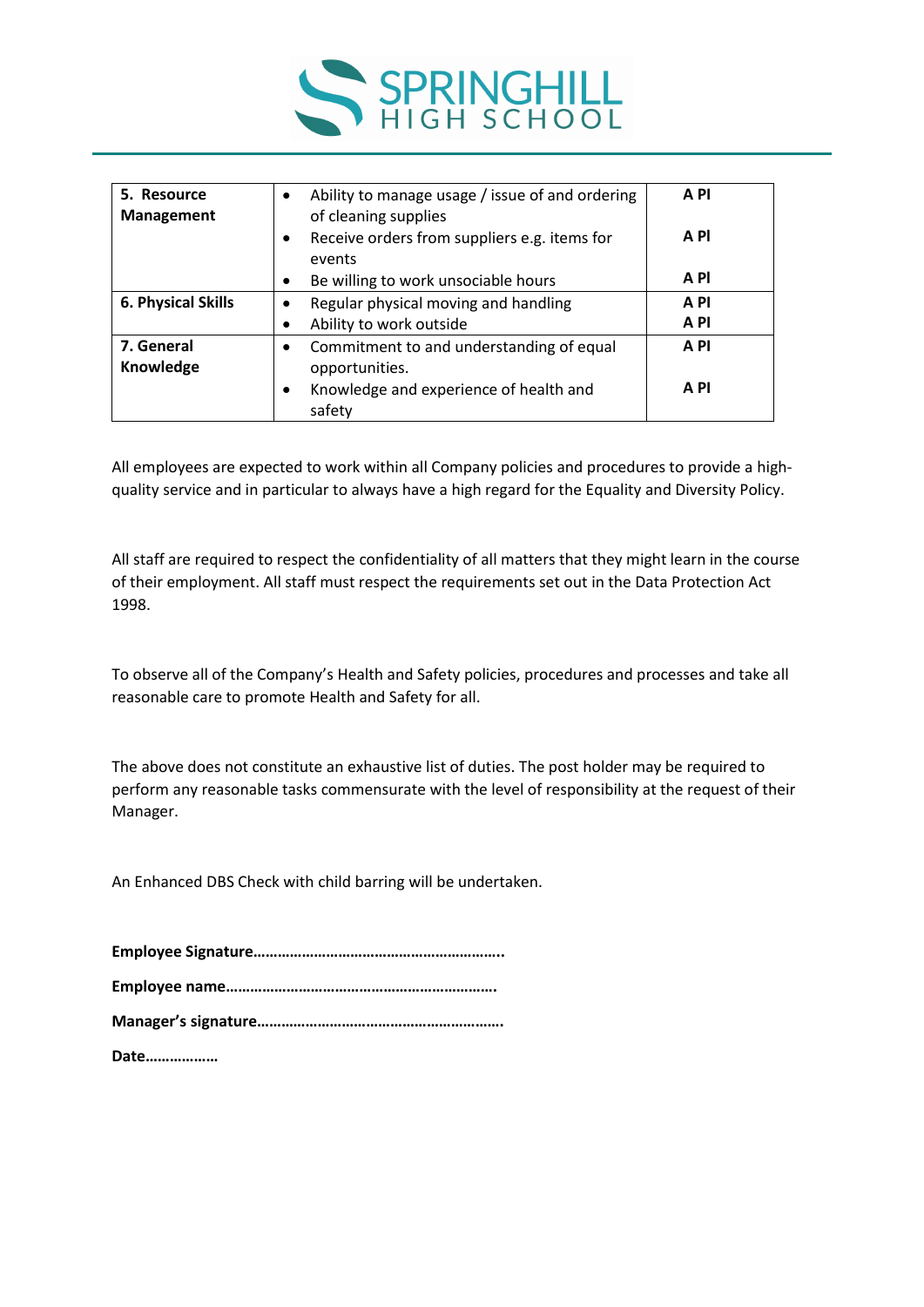| | | |
|---|---|---|
| **5. Resource Management** | • Ability to manage usage / issue of and ordering of cleaning supplies<br>• Receive orders from suppliers e.g. items for events<br>• Be willing to work unsociable hours | **A PI**<br>**A PI**<br>**A PI** |
| **6. Physical Skills** | • Regular physical moving and handling<br>• Ability to work outside | **A PI**<br>**A PI** |
| **7. General Knowledge** | • Commitment to and understanding of equal opportunities.<br>• Knowledge and experience of health and safety | **A PI**<br>**A PI** |

All employees are expected to work within all Company policies and procedures to provide a high-quality service and in particular to always have a high regard for the Equality and Diversity Policy.

All staff are required to respect the confidentiality of all matters that they might learn in the course of their employment. All staff must respect the requirements set out in the Data Protection Act 1998.

To observe all of the Company's Health and Safety policies, procedures and processes and take all reasonable care to promote Health and Safety for all.

The above does not constitute an exhaustive list of duties. The post holder may be required to perform any reasonable tasks commensurate with the level of responsibility at the request of their Manager.

An Enhanced DBS Check with child barring will be undertaken.

**Employee Signature…………………………………………………..**

**Employee name………………………………………………………**

**Manager's signature…………………………………………………**

**Date………………**